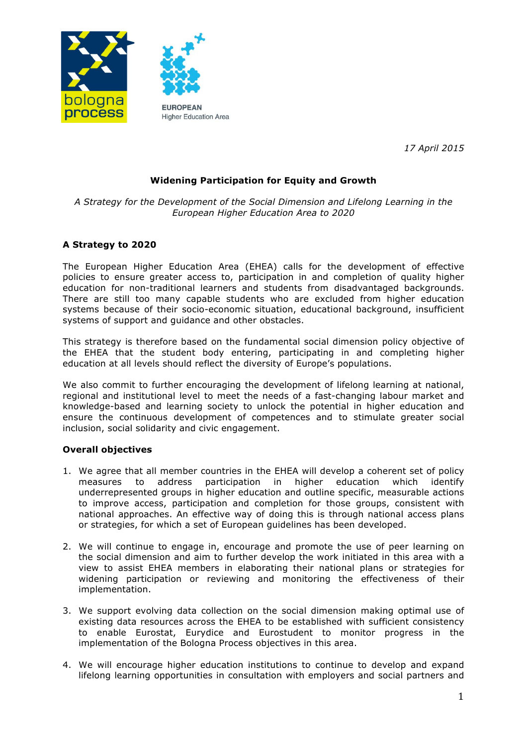*17 April 2015*

**Widening Participation for Equity and Growth**

*A Strategy for the Development of the Social Dimension and Lifelong Learning in the European Higher Education Area to 2020*

## A Strategy to 2020

The European Higher Education Area (EHEA) calls for the development of effective policies to ensure greater access to, participation in and completion of quality higher education for non-traditional learners and students from disadvantaged backgrounds. There are still too many capable students who are excluded from higher education systems because of their socio-economic situation, educational background, insufficient systems of support and guidance and other obstacles.

This strategy is therefore based on the fundamental social dimension policy objective of the EHEA that the student body entering, participating in and completing higher education at all levels should reflect the diversity of Europe's populations.

We also commit to further encouraging the development of lifelong learning at national, regional and institutional level to meet the needs of a fast-changing labour market and knowledge-based and learning society to unlock the potential in higher education and ensure the continuous development of competences and to stimulate greater social inclusion, social solidarity and civic engagement.

## Overall objectives

1. We agree that all member countries in the EHEA will develop a coherent set of policy measures to address participation in higher education which identify underrepresented groups in higher education and outline specific, measurable actions to improve access, participation and completion for those groups, consistent with national approaches. An effective way of doing this is through national access plans or strategies, for which a set of European guidelines has been developed.

2. We will continue to engage in, encourage and promote the use of peer learning on the social dimension and aim to further develop the work initiated in this area with a view to assist EHEA members in elaborating their national plans or strategies for widening participation or reviewing and monitoring the effectiveness of their implementation.

3. We support evolving data collection on the social dimension making optimal use of existing data resources across the EHEA to be established with sufficient consistency to enable Eurostat, Eurydice and Eurostudent to monitor progress in the implementation of the Bologna Process objectives in this area.

4. We will encourage higher education institutions to continue to develop and expand lifelong learning opportunities in consultation with employers and social partners and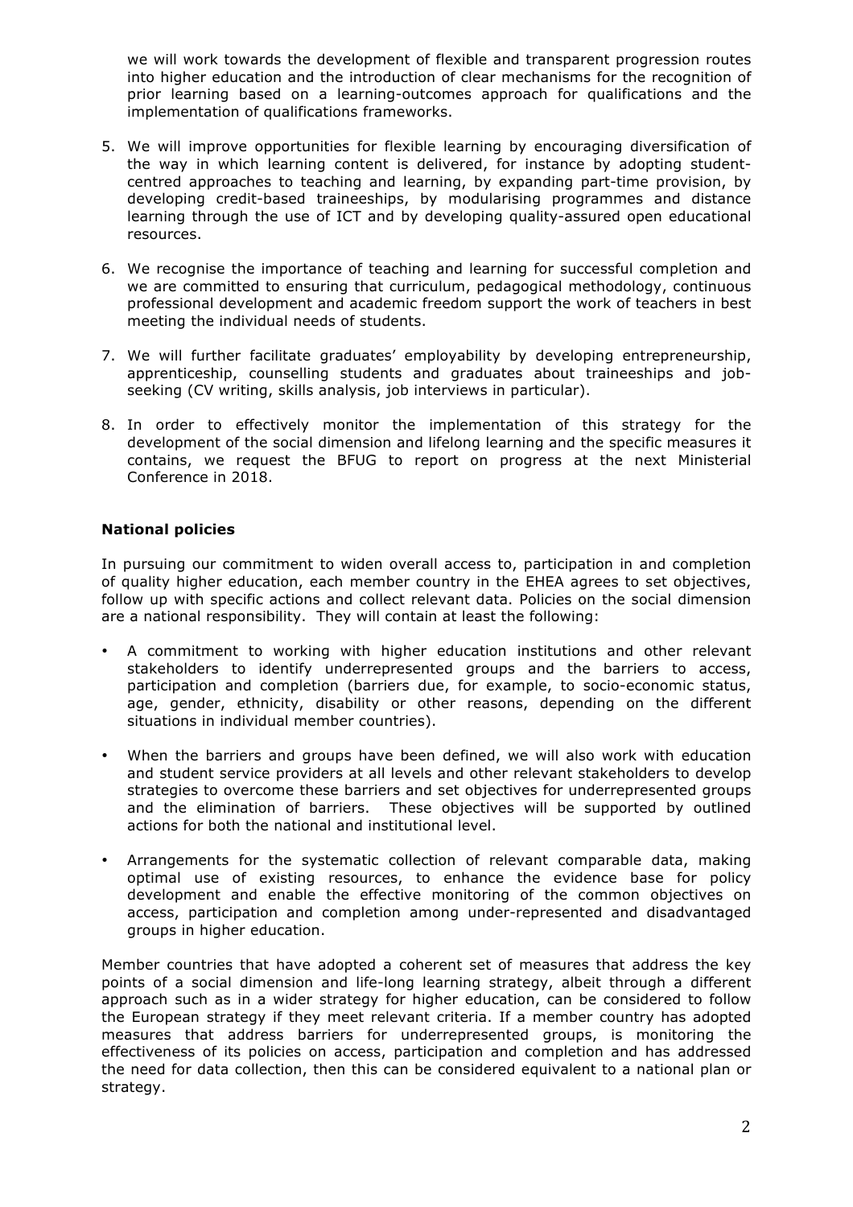we will work towards the development of flexible and transparent progression routes into higher education and the introduction of clear mechanisms for the recognition of prior learning based on a learning-outcomes approach for qualifications and the implementation of qualifications frameworks.

5. We will improve opportunities for flexible learning by encouraging diversification of the way in which learning content is delivered, for instance by adopting student-centred approaches to teaching and learning, by expanding part-time provision, by developing credit-based traineeships, by modularising programmes and distance learning through the use of ICT and by developing quality-assured open educational resources.

6. We recognise the importance of teaching and learning for successful completion and we are committed to ensuring that curriculum, pedagogical methodology, continuous professional development and academic freedom support the work of teachers in best meeting the individual needs of students.

7. We will further facilitate graduates' employability by developing entrepreneurship, apprenticeship, counselling students and graduates about traineeships and job-seeking (CV writing, skills analysis, job interviews in particular).

8. In order to effectively monitor the implementation of this strategy for the development of the social dimension and lifelong learning and the specific measures it contains, we request the BFUG to report on progress at the next Ministerial Conference in 2018.

**National policies**

In pursuing our commitment to widen overall access to, participation in and completion of quality higher education, each member country in the EHEA agrees to set objectives, follow up with specific actions and collect relevant data. Policies on the social dimension are a national responsibility. They will contain at least the following:

- A commitment to working with higher education institutions and other relevant stakeholders to identify underrepresented groups and the barriers to access, participation and completion (barriers due, for example, to socio-economic status, age, gender, ethnicity, disability or other reasons, depending on the different situations in individual member countries).

- When the barriers and groups have been defined, we will also work with education and student service providers at all levels and other relevant stakeholders to develop strategies to overcome these barriers and set objectives for underrepresented groups and the elimination of barriers. These objectives will be supported by outlined actions for both the national and institutional level.

- Arrangements for the systematic collection of relevant comparable data, making optimal use of existing resources, to enhance the evidence base for policy development and enable the effective monitoring of the common objectives on access, participation and completion among under-represented and disadvantaged groups in higher education.

Member countries that have adopted a coherent set of measures that address the key points of a social dimension and life-long learning strategy, albeit through a different approach such as in a wider strategy for higher education, can be considered to follow the European strategy if they meet relevant criteria. If a member country has adopted measures that address barriers for underrepresented groups, is monitoring the effectiveness of its policies on access, participation and completion and has addressed the need for data collection, then this can be considered equivalent to a national plan or strategy.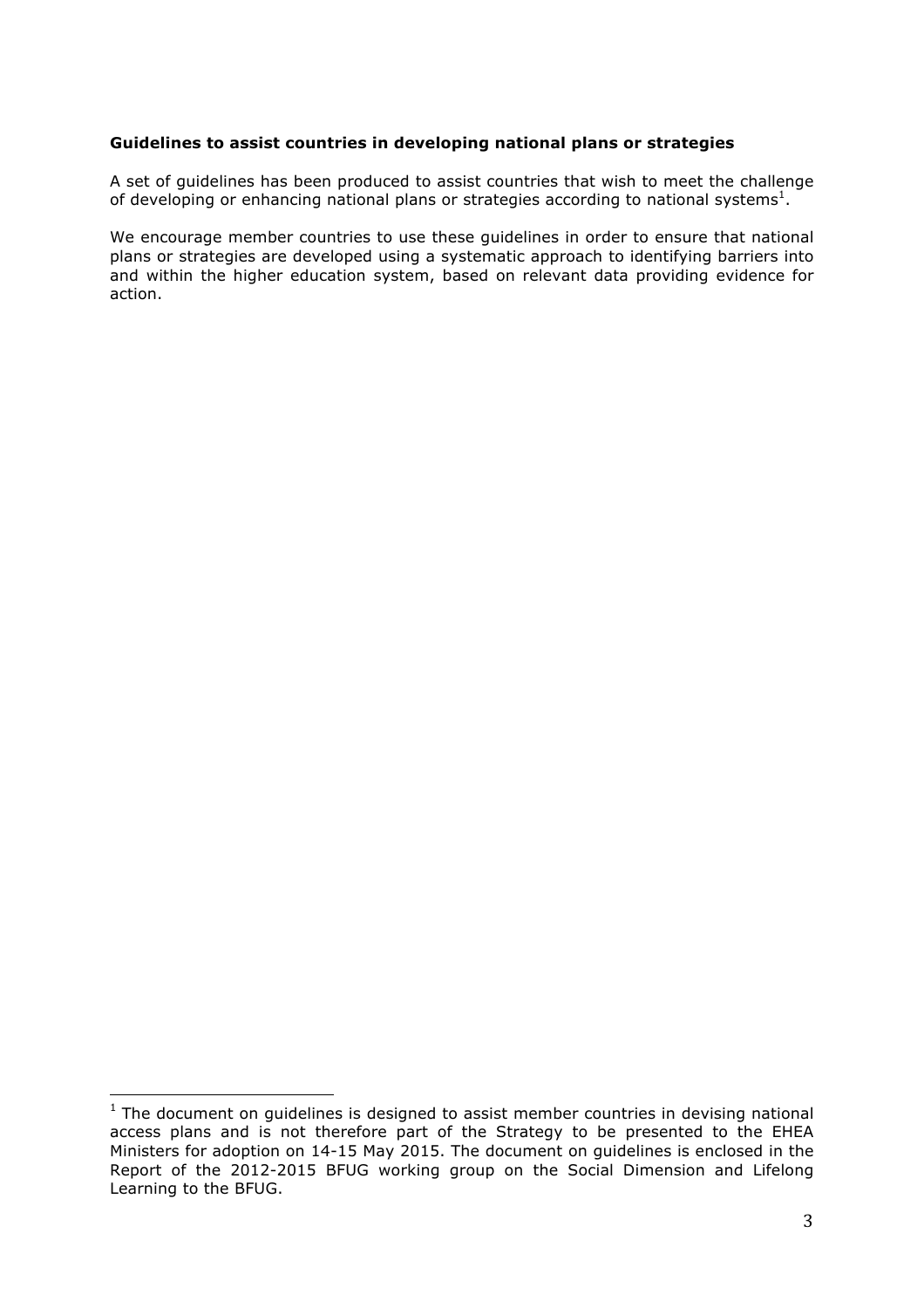**Guidelines to assist countries in developing national plans or strategies**

A set of guidelines has been produced to assist countries that wish to meet the challenge of developing or enhancing national plans or strategies according to national systems[1].

We encourage member countries to use these guidelines in order to ensure that national plans or strategies are developed using a systematic approach to identifying barriers into and within the higher education system, based on relevant data providing evidence for action.

[1] The document on guidelines is designed to assist member countries in devising national access plans and is not therefore part of the Strategy to be presented to the EHEA Ministers for adoption on 14-15 May 2015. The document on guidelines is enclosed in the Report of the 2012-2015 BFUG working group on the Social Dimension and Lifelong Learning to the BFUG.